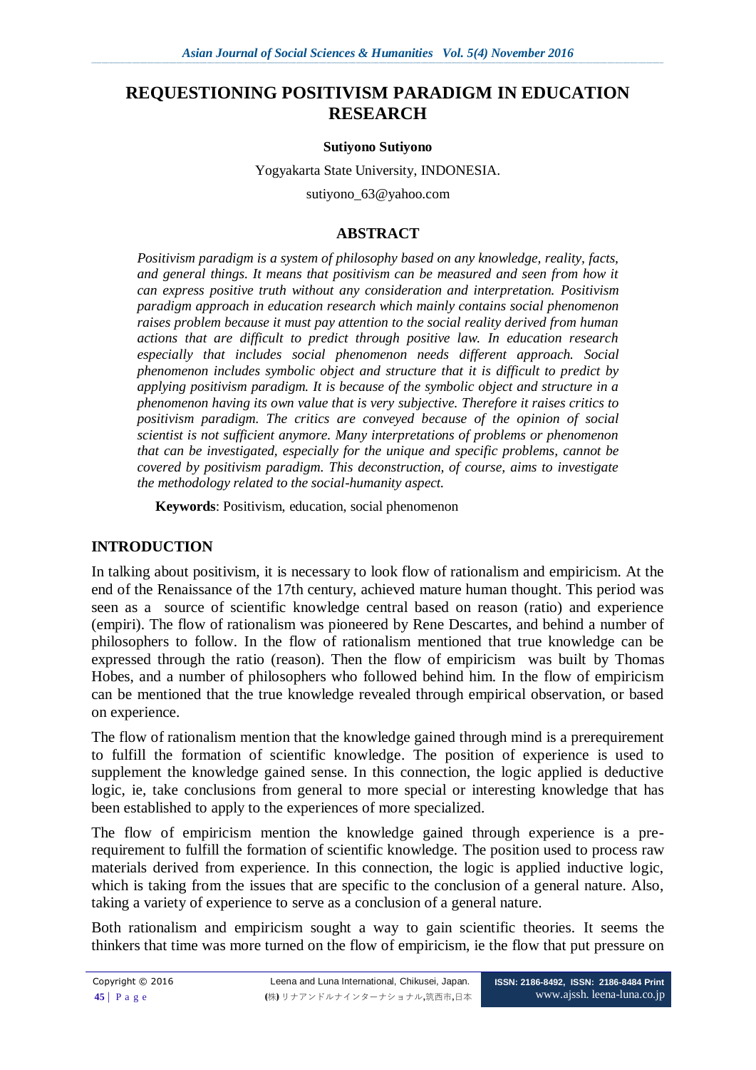# REQUESTIONING POSITIVISM PARADIGM IN EDUCATION RESEARCH

**Sutiyono Sutiyono**

Yogyakarta State University, INDONESIA.

sutiyono_63@yahoo.com

## ABSTRACT

*Positivism paradigm is a system of philosophy based on any knowledge, reality, facts, and general things. It means that positivism can be measured and seen from how it can express positive truth without any consideration and interpretation. Positivism paradigm approach in education research which mainly contains social phenomenon raises problem because it must pay attention to the social reality derived from human actions that are difficult to predict through positive law. In education research especially that includes social phenomenon needs different approach. Social phenomenon includes symbolic object and structure that it is difficult to predict by applying positivism paradigm. It is because of the symbolic object and structure in a phenomenon having its own value that is very subjective. Therefore it raises critics to positivism paradigm. The critics are conveyed because of the opinion of social scientist is not sufficient anymore. Many interpretations of problems or phenomenon that can be investigated, especially for the unique and specific problems, cannot be covered by positivism paradigm. This deconstruction, of course, aims to investigate the methodology related to the social-humanity aspect.*

**Keywords**: Positivism, education, social phenomenon

## INTRODUCTION

In talking about positivism, it is necessary to look flow of rationalism and empiricism. At the end of the Renaissance of the 17th century, achieved mature human thought. This period was seen as a source of scientific knowledge central based on reason (ratio) and experience (empiri). The flow of rationalism was pioneered by Rene Descartes, and behind a number of philosophers to follow. In the flow of rationalism mentioned that true knowledge can be expressed through the ratio (reason). Then the flow of empiricism was built by Thomas Hobes, and a number of philosophers who followed behind him. In the flow of empiricism can be mentioned that the true knowledge revealed through empirical observation, or based on experience.

The flow of rationalism mention that the knowledge gained through mind is a prerequirement to fulfill the formation of scientific knowledge. The position of experience is used to supplement the knowledge gained sense. In this connection, the logic applied is deductive logic, ie, take conclusions from general to more special or interesting knowledge that has been established to apply to the experiences of more specialized.

The flow of empiricism mention the knowledge gained through experience is a pre-requirement to fulfill the formation of scientific knowledge. The position used to process raw materials derived from experience. In this connection, the logic is applied inductive logic, which is taking from the issues that are specific to the conclusion of a general nature. Also, taking a variety of experience to serve as a conclusion of a general nature.

Both rationalism and empiricism sought a way to gain scientific theories. It seems the thinkers that time was more turned on the flow of empiricism, ie the flow that put pressure on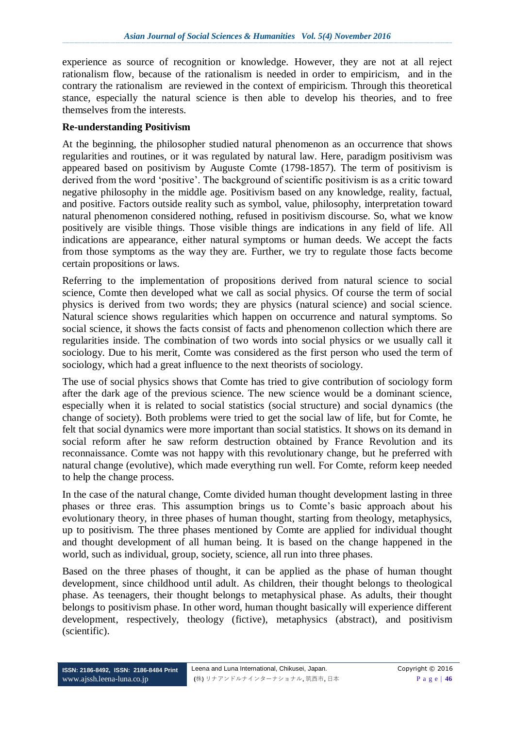experience as source of recognition or knowledge. However, they are not at all reject rationalism flow, because of the rationalism is needed in order to empiricism, and in the contrary the rationalism are reviewed in the context of empiricism. Through this theoretical stance, especially the natural science is then able to develop his theories, and to free themselves from the interests.

**Re-understanding Positivism**

At the beginning, the philosopher studied natural phenomenon as an occurrence that shows regularities and routines, or it was regulated by natural law. Here, paradigm positivism was appeared based on positivism by Auguste Comte (1798-1857). The term of positivism is derived from the word 'positive'. The background of scientific positivism is as a critic toward negative philosophy in the middle age. Positivism based on any knowledge, reality, factual, and positive. Factors outside reality such as symbol, value, philosophy, interpretation toward natural phenomenon considered nothing, refused in positivism discourse. So, what we know positively are visible things. Those visible things are indications in any field of life. All indications are appearance, either natural symptoms or human deeds. We accept the facts from those symptoms as the way they are. Further, we try to regulate those facts become certain propositions or laws.

Referring to the implementation of propositions derived from natural science to social science, Comte then developed what we call as social physics. Of course the term of social physics is derived from two words; they are physics (natural science) and social science. Natural science shows regularities which happen on occurrence and natural symptoms. So social science, it shows the facts consist of facts and phenomenon collection which there are regularities inside. The combination of two words into social physics or we usually call it sociology. Due to his merit, Comte was considered as the first person who used the term of sociology, which had a great influence to the next theorists of sociology.

The use of social physics shows that Comte has tried to give contribution of sociology form after the dark age of the previous science. The new science would be a dominant science, especially when it is related to social statistics (social structure) and social dynamics (the change of society). Both problems were tried to get the social law of life, but for Comte, he felt that social dynamics were more important than social statistics. It shows on its demand in social reform after he saw reform destruction obtained by France Revolution and its reconnaissance. Comte was not happy with this revolutionary change, but he preferred with natural change (evolutive), which made everything run well. For Comte, reform keep needed to help the change process.

In the case of the natural change, Comte divided human thought development lasting in three phases or three eras. This assumption brings us to Comte's basic approach about his evolutionary theory, in three phases of human thought, starting from theology, metaphysics, up to positivism. The three phases mentioned by Comte are applied for individual thought and thought development of all human being. It is based on the change happened in the world, such as individual, group, society, science, all run into three phases.

Based on the three phases of thought, it can be applied as the phase of human thought development, since childhood until adult. As children, their thought belongs to theological phase. As teenagers, their thought belongs to metaphysical phase. As adults, their thought belongs to positivism phase. In other word, human thought basically will experience different development, respectively, theology (fictive), metaphysics (abstract), and positivism (scientific).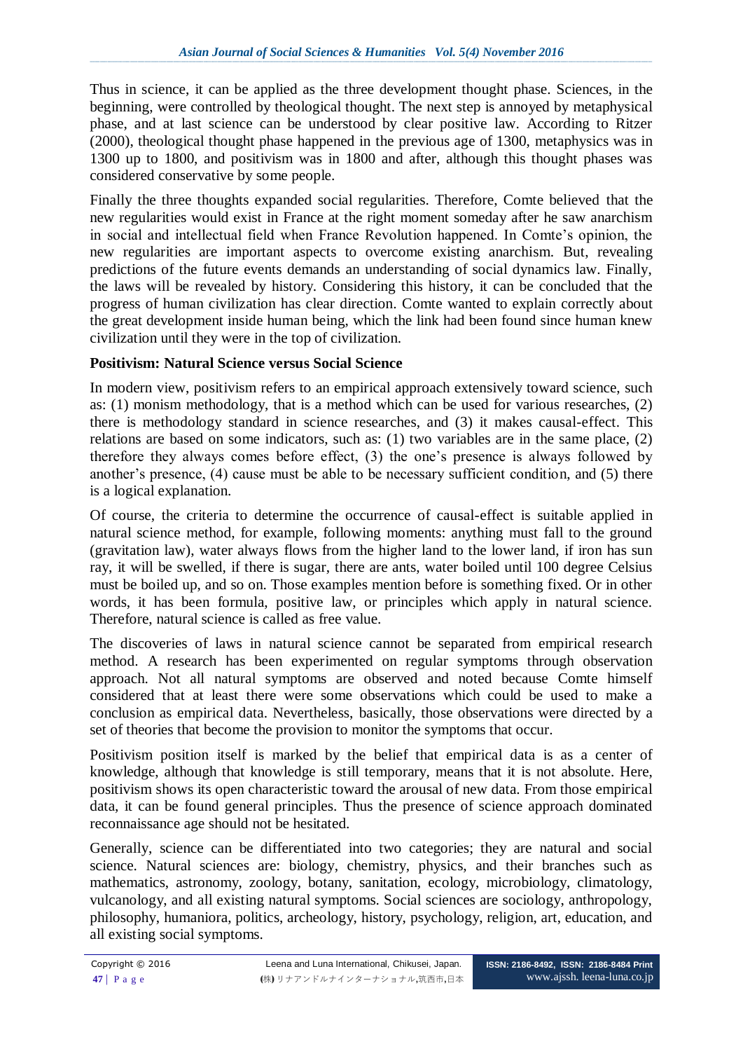Thus in science, it can be applied as the three development thought phase. Sciences, in the beginning, were controlled by theological thought. The next step is annoyed by metaphysical phase, and at last science can be understood by clear positive law. According to Ritzer (2000), theological thought phase happened in the previous age of 1300, metaphysics was in 1300 up to 1800, and positivism was in 1800 and after, although this thought phases was considered conservative by some people.

Finally the three thoughts expanded social regularities. Therefore, Comte believed that the new regularities would exist in France at the right moment someday after he saw anarchism in social and intellectual field when France Revolution happened. In Comte's opinion, the new regularities are important aspects to overcome existing anarchism. But, revealing predictions of the future events demands an understanding of social dynamics law. Finally, the laws will be revealed by history. Considering this history, it can be concluded that the progress of human civilization has clear direction. Comte wanted to explain correctly about the great development inside human being, which the link had been found since human knew civilization until they were in the top of civilization.

**Positivism: Natural Science versus Social Science**

In modern view, positivism refers to an empirical approach extensively toward science, such as: (1) monism methodology, that is a method which can be used for various researches, (2) there is methodology standard in science researches, and (3) it makes causal-effect. This relations are based on some indicators, such as: (1) two variables are in the same place, (2) therefore they always comes before effect, (3) the one's presence is always followed by another's presence, (4) cause must be able to be necessary sufficient condition, and (5) there is a logical explanation.

Of course, the criteria to determine the occurrence of causal-effect is suitable applied in natural science method, for example, following moments: anything must fall to the ground (gravitation law), water always flows from the higher land to the lower land, if iron has sun ray, it will be swelled, if there is sugar, there are ants, water boiled until 100 degree Celsius must be boiled up, and so on. Those examples mention before is something fixed. Or in other words, it has been formula, positive law, or principles which apply in natural science. Therefore, natural science is called as free value.

The discoveries of laws in natural science cannot be separated from empirical research method. A research has been experimented on regular symptoms through observation approach. Not all natural symptoms are observed and noted because Comte himself considered that at least there were some observations which could be used to make a conclusion as empirical data. Nevertheless, basically, those observations were directed by a set of theories that become the provision to monitor the symptoms that occur.

Positivism position itself is marked by the belief that empirical data is as a center of knowledge, although that knowledge is still temporary, means that it is not absolute. Here, positivism shows its open characteristic toward the arousal of new data. From those empirical data, it can be found general principles. Thus the presence of science approach dominated reconnaissance age should not be hesitated.

Generally, science can be differentiated into two categories; they are natural and social science. Natural sciences are: biology, chemistry, physics, and their branches such as mathematics, astronomy, zoology, botany, sanitation, ecology, microbiology, climatology, vulcanology, and all existing natural symptoms. Social sciences are sociology, anthropology, philosophy, humaniora, politics, archeology, history, psychology, religion, art, education, and all existing social symptoms.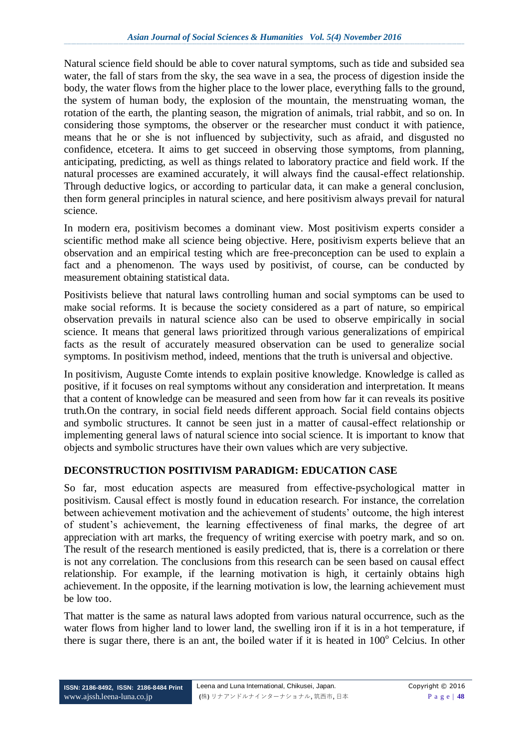Natural science field should be able to cover natural symptoms, such as tide and subsided sea water, the fall of stars from the sky, the sea wave in a sea, the process of digestion inside the body, the water flows from the higher place to the lower place, everything falls to the ground, the system of human body, the explosion of the mountain, the menstruating woman, the rotation of the earth, the planting season, the migration of animals, trial rabbit, and so on. In considering those symptoms, the observer or the researcher must conduct it with patience, means that he or she is not influenced by subjectivity, such as afraid, and disgusted no confidence, etcetera. It aims to get succeed in observing those symptoms, from planning, anticipating, predicting, as well as things related to laboratory practice and field work. If the natural processes are examined accurately, it will always find the causal-effect relationship. Through deductive logics, or according to particular data, it can make a general conclusion, then form general principles in natural science, and here positivism always prevail for natural science.

In modern era, positivism becomes a dominant view. Most positivism experts consider a scientific method make all science being objective. Here, positivism experts believe that an observation and an empirical testing which are free-preconception can be used to explain a fact and a phenomenon. The ways used by positivist, of course, can be conducted by measurement obtaining statistical data.

Positivists believe that natural laws controlling human and social symptoms can be used to make social reforms. It is because the society considered as a part of nature, so empirical observation prevails in natural science also can be used to observe empirically in social science. It means that general laws prioritized through various generalizations of empirical facts as the result of accurately measured observation can be used to generalize social symptoms. In positivism method, indeed, mentions that the truth is universal and objective.

In positivism, Auguste Comte intends to explain positive knowledge. Knowledge is called as positive, if it focuses on real symptoms without any consideration and interpretation. It means that a content of knowledge can be measured and seen from how far it can reveals its positive truth.On the contrary, in social field needs different approach. Social field contains objects and symbolic structures. It cannot be seen just in a matter of causal-effect relationship or implementing general laws of natural science into social science. It is important to know that objects and symbolic structures have their own values which are very subjective.

## DECONSTRUCTION POSITIVISM PARADIGM: EDUCATION CASE

So far, most education aspects are measured from effective-psychological matter in positivism. Causal effect is mostly found in education research. For instance, the correlation between achievement motivation and the achievement of students' outcome, the high interest of student's achievement, the learning effectiveness of final marks, the degree of art appreciation with art marks, the frequency of writing exercise with poetry mark, and so on. The result of the research mentioned is easily predicted, that is, there is a correlation or there is not any correlation. The conclusions from this research can be seen based on causal effect relationship. For example, if the learning motivation is high, it certainly obtains high achievement. In the opposite, if the learning motivation is low, the learning achievement must be low too.

That matter is the same as natural laws adopted from various natural occurrence, such as the water flows from higher land to lower land, the swelling iron if it is in a hot temperature, if there is sugar there, there is an ant, the boiled water if it is heated in $100^{o}$ Celcius. In other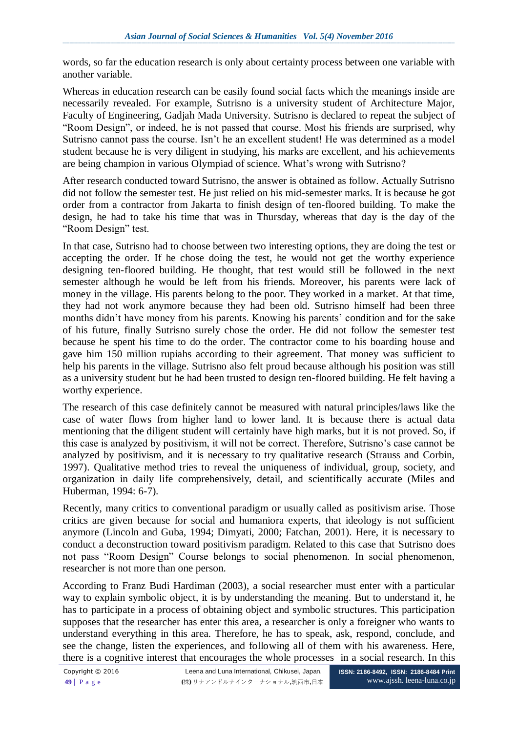words, so far the education research is only about certainty process between one variable with another variable.

Whereas in education research can be easily found social facts which the meanings inside are necessarily revealed. For example, Sutrisno is a university student of Architecture Major, Faculty of Engineering, Gadjah Mada University. Sutrisno is declared to repeat the subject of "Room Design", or indeed, he is not passed that course. Most his friends are surprised, why Sutrisno cannot pass the course. Isn't he an excellent student! He was determined as a model student because he is very diligent in studying, his marks are excellent, and his achievements are being champion in various Olympiad of science. What's wrong with Sutrisno?

After research conducted toward Sutrisno, the answer is obtained as follow. Actually Sutrisno did not follow the semester test. He just relied on his mid-semester marks. It is because he got order from a contractor from Jakarta to finish design of ten-floored building. To make the design, he had to take his time that was in Thursday, whereas that day is the day of the "Room Design" test.

In that case, Sutrisno had to choose between two interesting options, they are doing the test or accepting the order. If he chose doing the test, he would not get the worthy experience designing ten-floored building. He thought, that test would still be followed in the next semester although he would be left from his friends. Moreover, his parents were lack of money in the village. His parents belong to the poor. They worked in a market. At that time, they had not work anymore because they had been old. Sutrisno himself had been three months didn't have money from his parents. Knowing his parents' condition and for the sake of his future, finally Sutrisno surely chose the order. He did not follow the semester test because he spent his time to do the order. The contractor come to his boarding house and gave him 150 million rupiahs according to their agreement. That money was sufficient to help his parents in the village. Sutrisno also felt proud because although his position was still as a university student but he had been trusted to design ten-floored building. He felt having a worthy experience.

The research of this case definitely cannot be measured with natural principles/laws like the case of water flows from higher land to lower land. It is because there is actual data mentioning that the diligent student will certainly have high marks, but it is not proved. So, if this case is analyzed by positivism, it will not be correct. Therefore, Sutrisno's case cannot be analyzed by positivism, and it is necessary to try qualitative research (Strauss and Corbin, 1997). Qualitative method tries to reveal the uniqueness of individual, group, society, and organization in daily life comprehensively, detail, and scientifically accurate (Miles and Huberman, 1994: 6-7).

Recently, many critics to conventional paradigm or usually called as positivism arise. Those critics are given because for social and humaniora experts, that ideology is not sufficient anymore (Lincoln and Guba, 1994; Dimyati, 2000; Fatchan, 2001). Here, it is necessary to conduct a deconstruction toward positivism paradigm. Related to this case that Sutrisno does not pass "Room Design" Course belongs to social phenomenon. In social phenomenon, researcher is not more than one person.

According to Franz Budi Hardiman (2003), a social researcher must enter with a particular way to explain symbolic object, it is by understanding the meaning. But to understand it, he has to participate in a process of obtaining object and symbolic structures. This participation supposes that the researcher has enter this area, a researcher is only a foreigner who wants to understand everything in this area. Therefore, he has to speak, ask, respond, conclude, and see the change, listen the experiences, and following all of them with his awareness. Here, there is a cognitive interest that encourages the whole processes in a social research. In this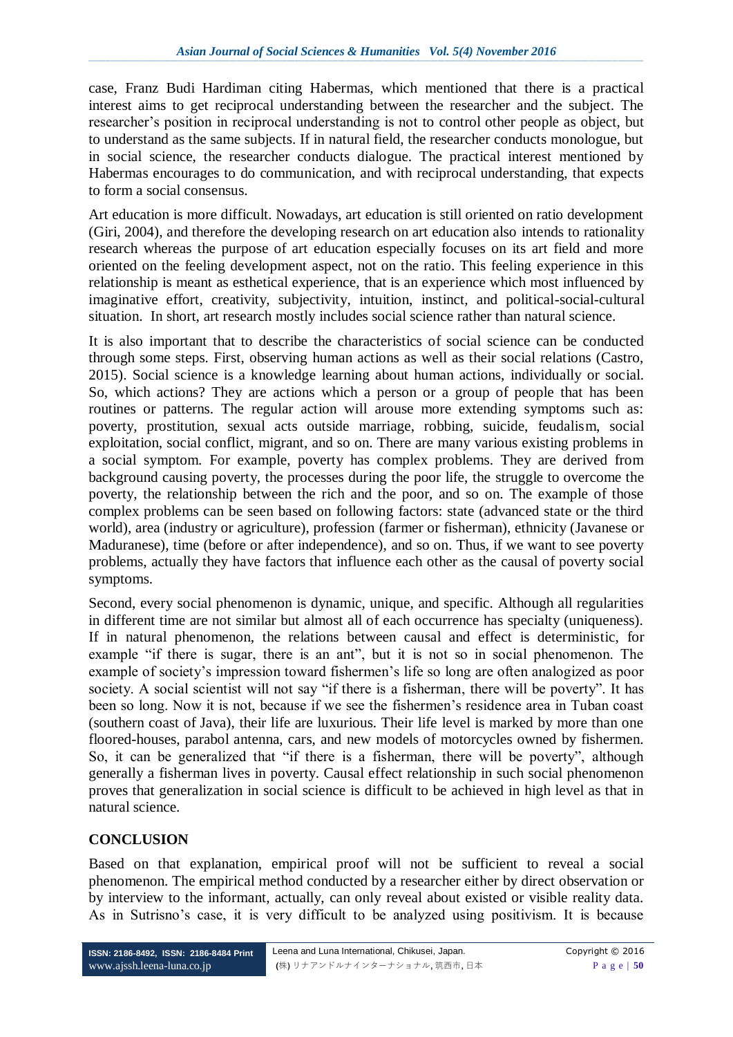case, Franz Budi Hardiman citing Habermas, which mentioned that there is a practical interest aims to get reciprocal understanding between the researcher and the subject. The researcher's position in reciprocal understanding is not to control other people as object, but to understand as the same subjects. If in natural field, the researcher conducts monologue, but in social science, the researcher conducts dialogue. The practical interest mentioned by Habermas encourages to do communication, and with reciprocal understanding, that expects to form a social consensus.

Art education is more difficult. Nowadays, art education is still oriented on ratio development (Giri, 2004), and therefore the developing research on art education also intends to rationality research whereas the purpose of art education especially focuses on its art field and more oriented on the feeling development aspect, not on the ratio. This feeling experience in this relationship is meant as esthetical experience, that is an experience which most influenced by imaginative effort, creativity, subjectivity, intuition, instinct, and political-social-cultural situation. In short, art research mostly includes social science rather than natural science.

It is also important that to describe the characteristics of social science can be conducted through some steps. First, observing human actions as well as their social relations (Castro, 2015). Social science is a knowledge learning about human actions, individually or social. So, which actions? They are actions which a person or a group of people that has been routines or patterns. The regular action will arouse more extending symptoms such as: poverty, prostitution, sexual acts outside marriage, robbing, suicide, feudalism, social exploitation, social conflict, migrant, and so on. There are many various existing problems in a social symptom. For example, poverty has complex problems. They are derived from background causing poverty, the processes during the poor life, the struggle to overcome the poverty, the relationship between the rich and the poor, and so on. The example of those complex problems can be seen based on following factors: state (advanced state or the third world), area (industry or agriculture), profession (farmer or fisherman), ethnicity (Javanese or Maduranese), time (before or after independence), and so on. Thus, if we want to see poverty problems, actually they have factors that influence each other as the causal of poverty social symptoms.

Second, every social phenomenon is dynamic, unique, and specific. Although all regularities in different time are not similar but almost all of each occurrence has specialty (uniqueness). If in natural phenomenon, the relations between causal and effect is deterministic, for example "if there is sugar, there is an ant", but it is not so in social phenomenon. The example of society's impression toward fishermen's life so long are often analogized as poor society. A social scientist will not say "if there is a fisherman, there will be poverty". It has been so long. Now it is not, because if we see the fishermen's residence area in Tuban coast (southern coast of Java), their life are luxurious. Their life level is marked by more than one floored-houses, parabol antenna, cars, and new models of motorcycles owned by fishermen. So, it can be generalized that "if there is a fisherman, there will be poverty", although generally a fisherman lives in poverty. Causal effect relationship in such social phenomenon proves that generalization in social science is difficult to be achieved in high level as that in natural science.

## CONCLUSION

Based on that explanation, empirical proof will not be sufficient to reveal a social phenomenon. The empirical method conducted by a researcher either by direct observation or by interview to the informant, actually, can only reveal about existed or visible reality data. As in Sutrisno's case, it is very difficult to be analyzed using positivism. It is because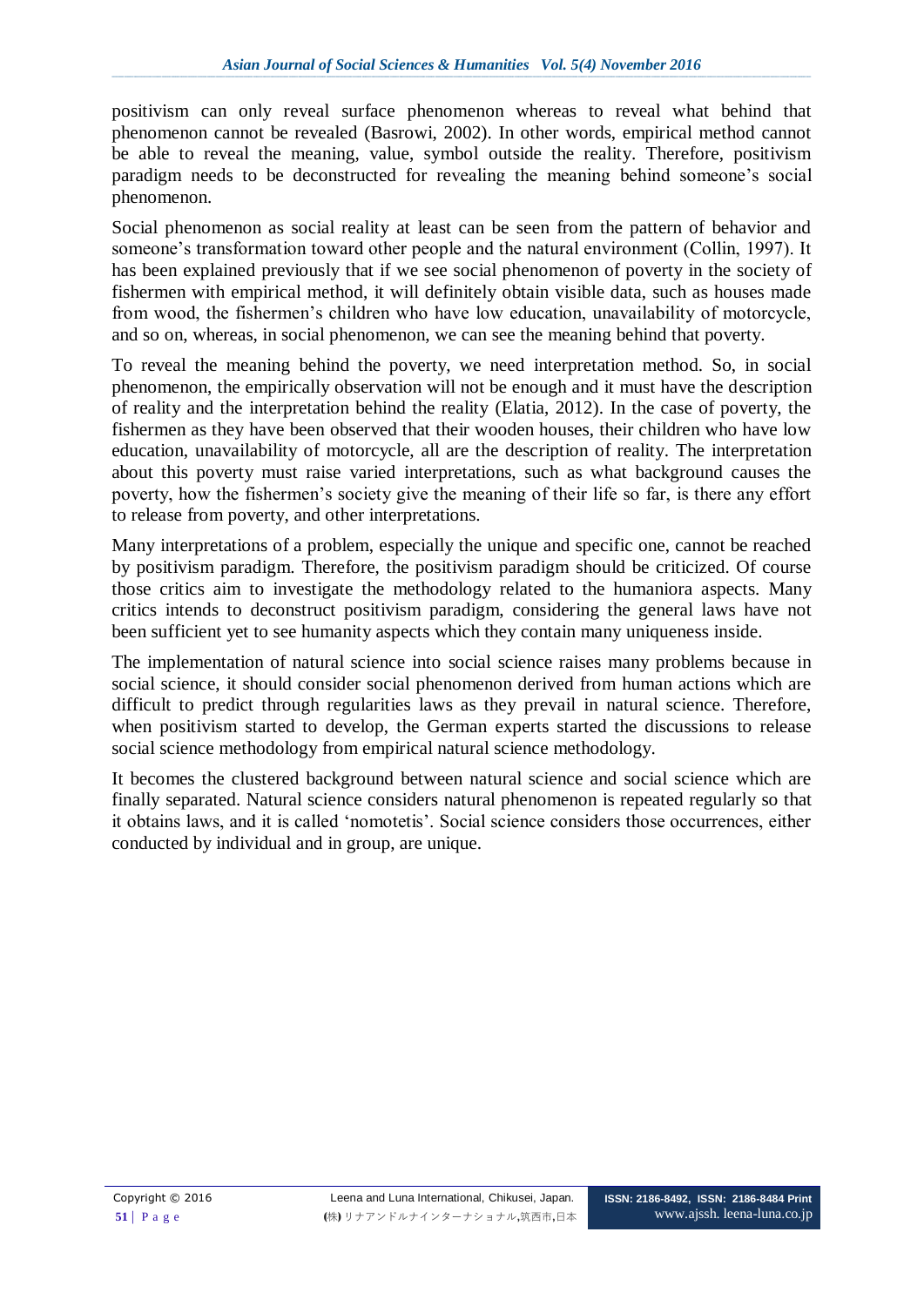positivism can only reveal surface phenomenon whereas to reveal what behind that phenomenon cannot be revealed (Basrowi, 2002). In other words, empirical method cannot be able to reveal the meaning, value, symbol outside the reality. Therefore, positivism paradigm needs to be deconstructed for revealing the meaning behind someone's social phenomenon.

Social phenomenon as social reality at least can be seen from the pattern of behavior and someone's transformation toward other people and the natural environment (Collin, 1997). It has been explained previously that if we see social phenomenon of poverty in the society of fishermen with empirical method, it will definitely obtain visible data, such as houses made from wood, the fishermen's children who have low education, unavailability of motorcycle, and so on, whereas, in social phenomenon, we can see the meaning behind that poverty.

To reveal the meaning behind the poverty, we need interpretation method. So, in social phenomenon, the empirically observation will not be enough and it must have the description of reality and the interpretation behind the reality (Elatia, 2012). In the case of poverty, the fishermen as they have been observed that their wooden houses, their children who have low education, unavailability of motorcycle, all are the description of reality. The interpretation about this poverty must raise varied interpretations, such as what background causes the poverty, how the fishermen's society give the meaning of their life so far, is there any effort to release from poverty, and other interpretations.

Many interpretations of a problem, especially the unique and specific one, cannot be reached by positivism paradigm. Therefore, the positivism paradigm should be criticized. Of course those critics aim to investigate the methodology related to the humaniora aspects. Many critics intends to deconstruct positivism paradigm, considering the general laws have not been sufficient yet to see humanity aspects which they contain many uniqueness inside.

The implementation of natural science into social science raises many problems because in social science, it should consider social phenomenon derived from human actions which are difficult to predict through regularities laws as they prevail in natural science. Therefore, when positivism started to develop, the German experts started the discussions to release social science methodology from empirical natural science methodology.

It becomes the clustered background between natural science and social science which are finally separated. Natural science considers natural phenomenon is repeated regularly so that it obtains laws, and it is called 'nomotetis'. Social science considers those occurrences, either conducted by individual and in group, are unique.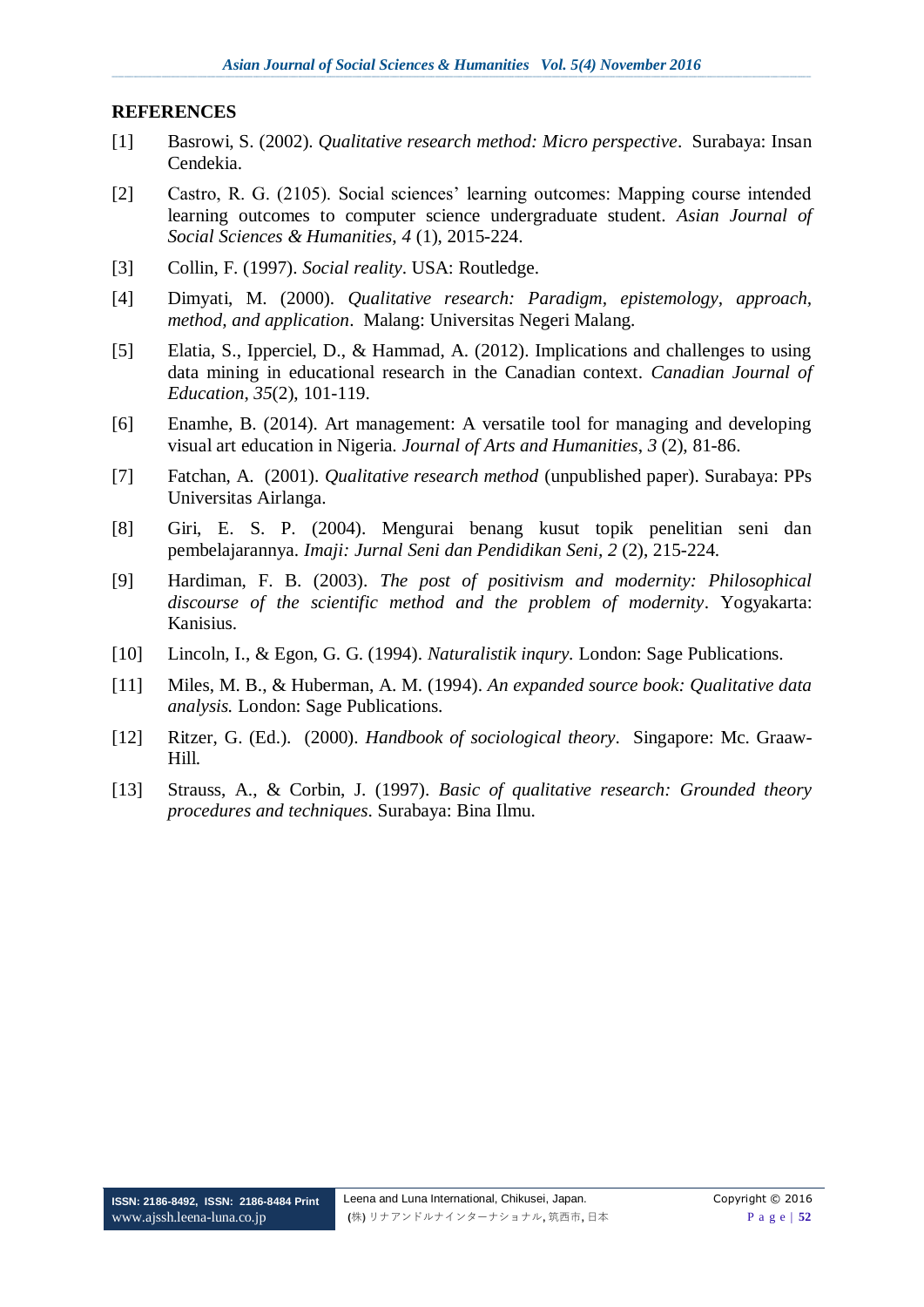## REFERENCES

[1] Basrowi, S. (2002). *Qualitative research method: Micro perspective*. Surabaya: Insan Cendekia.

[2] Castro, R. G. (2105). Social sciences' learning outcomes: Mapping course intended learning outcomes to computer science undergraduate student. *Asian Journal of Social Sciences & Humanities*, *4* (1), 2015-224.

[3] Collin, F. (1997). *Social reality*. USA: Routledge.

[4] Dimyati, M. (2000). *Qualitative research: Paradigm, epistemology, approach, method, and application*. Malang: Universitas Negeri Malang.

[5] Elatia, S., Ipperciel, D., & Hammad, A. (2012). Implications and challenges to using data mining in educational research in the Canadian context. *Canadian Journal of Education*, *35*(2), 101-119.

[6] Enamhe, B. (2014). Art management: A versatile tool for managing and developing visual art education in Nigeria. *Journal of Arts and Humanities*, *3* (2), 81-86.

[7] Fatchan, A. (2001). *Qualitative research method* (unpublished paper). Surabaya: PPs Universitas Airlanga.

[8] Giri, E. S. P. (2004). Mengurai benang kusut topik penelitian seni dan pembelajarannya. *Imaji: Jurnal Seni dan Pendidikan Seni*, *2* (2), 215-224.

[9] Hardiman, F. B. (2003). *The post of positivism and modernity: Philosophical discourse of the scientific method and the problem of modernity*. Yogyakarta: Kanisius.

[10] Lincoln, I., & Egon, G. G. (1994). *Naturalistik inqury.* London: Sage Publications.

[11] Miles, M. B., & Huberman, A. M. (1994). *An expanded source book: Qualitative data analysis.* London: Sage Publications.

[12] Ritzer, G. (Ed.). (2000). *Handbook of sociological theory*. Singapore: Mc. Graaw-Hill.

[13] Strauss, A., & Corbin, J. (1997). *Basic of qualitative research: Grounded theory procedures and techniques*. Surabaya: Bina Ilmu.